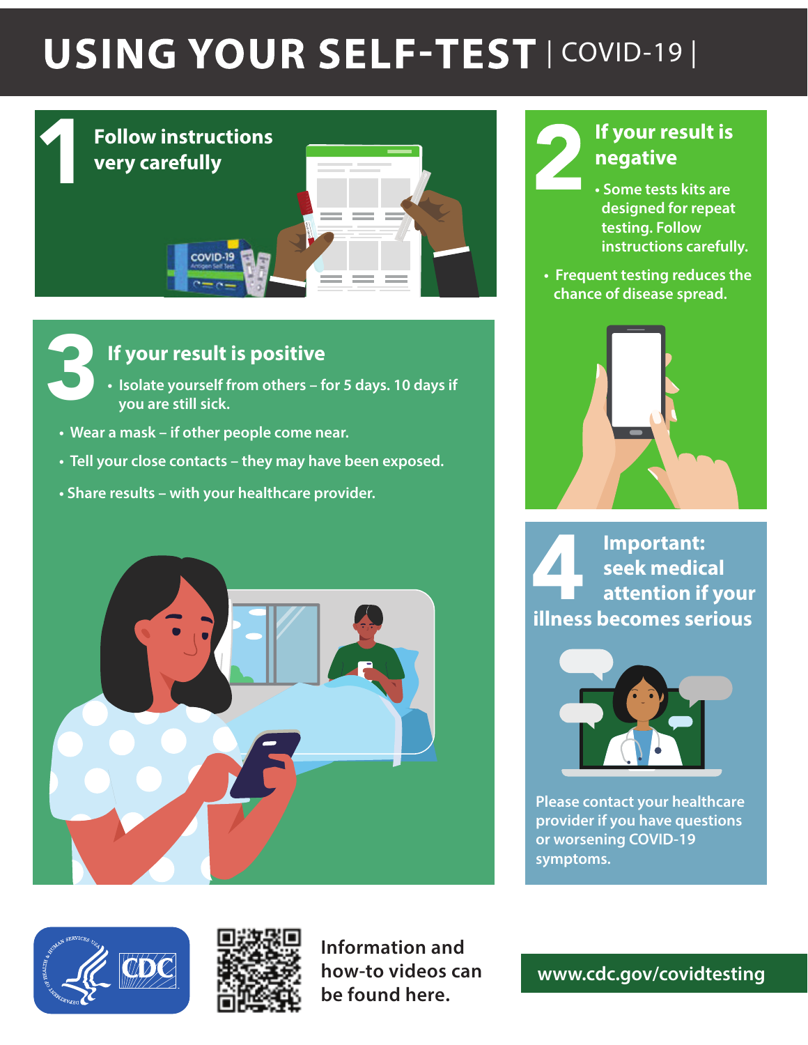# USING YOUR SELF-TEST | COVID-19 |

## 1 Follow instructions very carefully

## 2 If your result is negative

- Some tests kits are designed for repeat testing. Follow instructions carefully.
- Frequent testing reduces the chance of disease spread.

## 3 If your result is positive

- Isolate yourself from others – for 5 days. 10 days if you are still sick.
- Wear a mask – if other people come near.
- Tell your close contacts – they may have been exposed.
- Share results – with your healthcare provider.

## 4 Important: seek medical attention if your illness becomes serious

Please contact your healthcare provider if you have questions or worsening COVID-19 symptoms.

Information and how-to videos can be found here.

www.cdc.gov/covidtesting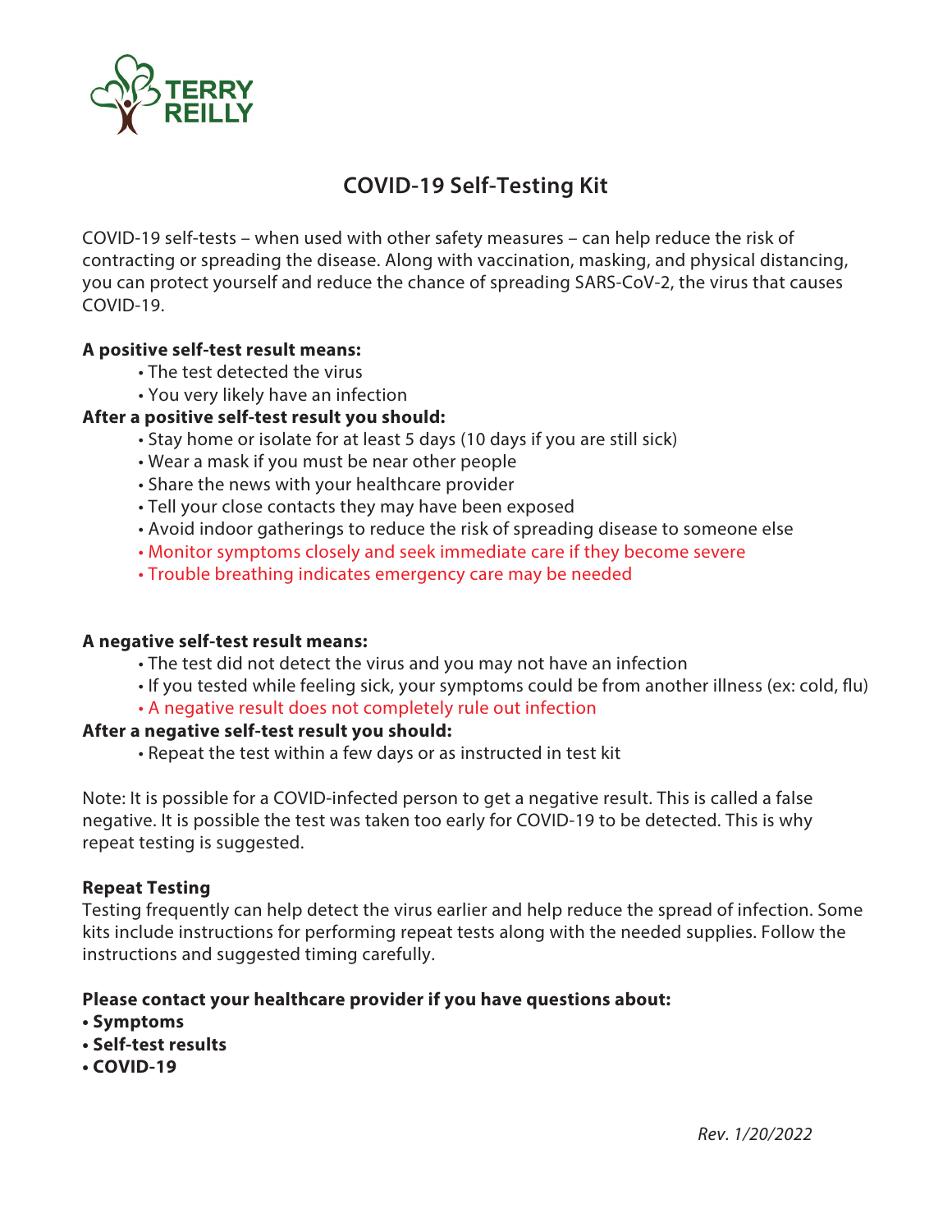TERRY REILLY

# COVID-19 Self-Testing Kit

COVID-19 self-tests – when used with other safety measures – can help reduce the risk of contracting or spreading the disease. Along with vaccination, masking, and physical distancing, you can protect yourself and reduce the chance of spreading SARS-CoV-2, the virus that causes COVID-19.

**A positive self-test result means:**

- The test detected the virus
- You very likely have an infection

**After a positive self-test result you should:**

- Stay home or isolate for at least 5 days (10 days if you are still sick)
- Wear a mask if you must be near other people
- Share the news with your healthcare provider
- Tell your close contacts they may have been exposed
- Avoid indoor gatherings to reduce the risk of spreading disease to someone else
- Monitor symptoms closely and seek immediate care if they become severe
- Trouble breathing indicates emergency care may be needed

**A negative self-test result means:**

- The test did not detect the virus and you may not have an infection
- If you tested while feeling sick, your symptoms could be from another illness (ex: cold, flu)
- A negative result does not completely rule out infection

**After a negative self-test result you should:**

- Repeat the test within a few days or as instructed in test kit

Note: It is possible for a COVID-infected person to get a negative result. This is called a false negative. It is possible the test was taken too early for COVID-19 to be detected. This is why repeat testing is suggested.

**Repeat Testing**

Testing frequently can help detect the virus earlier and help reduce the spread of infection. Some kits include instructions for performing repeat tests along with the needed supplies. Follow the instructions and suggested timing carefully.

**Please contact your healthcare provider if you have questions about:**

- **Symptoms**
- **Self-test results**
- **COVID-19**

*Rev. 1/20/2022*